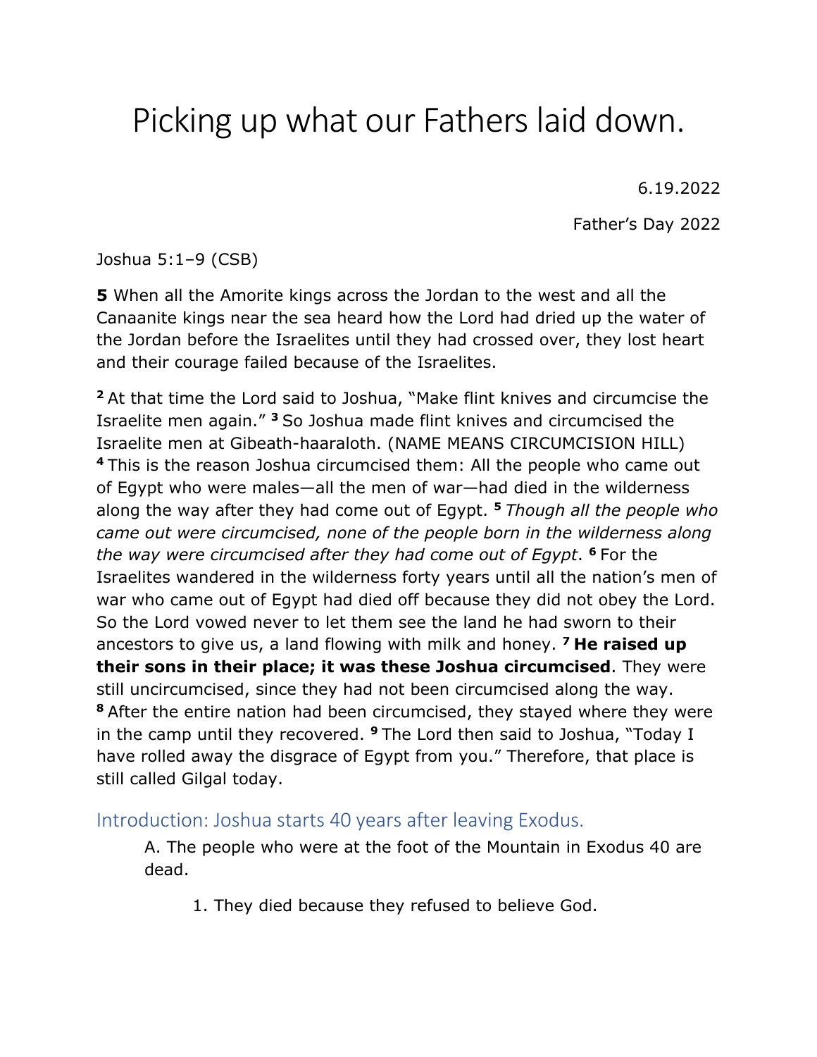# Picking up what our Fathers laid down.

6.19.2022

Father's Day 2022

Joshua 5:1–9 (CSB)

**5** When all the Amorite kings across the Jordan to the west and all the Canaanite kings near the sea heard how the Lord had dried up the water of the Jordan before the Israelites until they had crossed over, they lost heart and their courage failed because of the Israelites.

**2** At that time the Lord said to Joshua, "Make flint knives and circumcise the Israelite men again." **3** So Joshua made flint knives and circumcised the Israelite men at Gibeath-haaraloth. (NAME MEANS CIRCUMCISION HILL) **4** This is the reason Joshua circumcised them: All the people who came out of Egypt who were males—all the men of war—had died in the wilderness along the way after they had come out of Egypt. **5** *Though all the people who came out were circumcised, none of the people born in the wilderness along the way were circumcised after they had come out of Egypt*. **6** For the Israelites wandered in the wilderness forty years until all the nation's men of war who came out of Egypt had died off because they did not obey the Lord. So the Lord vowed never to let them see the land he had sworn to their ancestors to give us, a land flowing with milk and honey. **7 He raised up their sons in their place; it was these Joshua circumcised**. They were still uncircumcised, since they had not been circumcised along the way. **8** After the entire nation had been circumcised, they stayed where they were in the camp until they recovered. **9** The Lord then said to Joshua, "Today I have rolled away the disgrace of Egypt from you." Therefore, that place is still called Gilgal today.

## Introduction: Joshua starts 40 years after leaving Exodus.

A. The people who were at the foot of the Mountain in Exodus 40 are dead.

1. They died because they refused to believe God.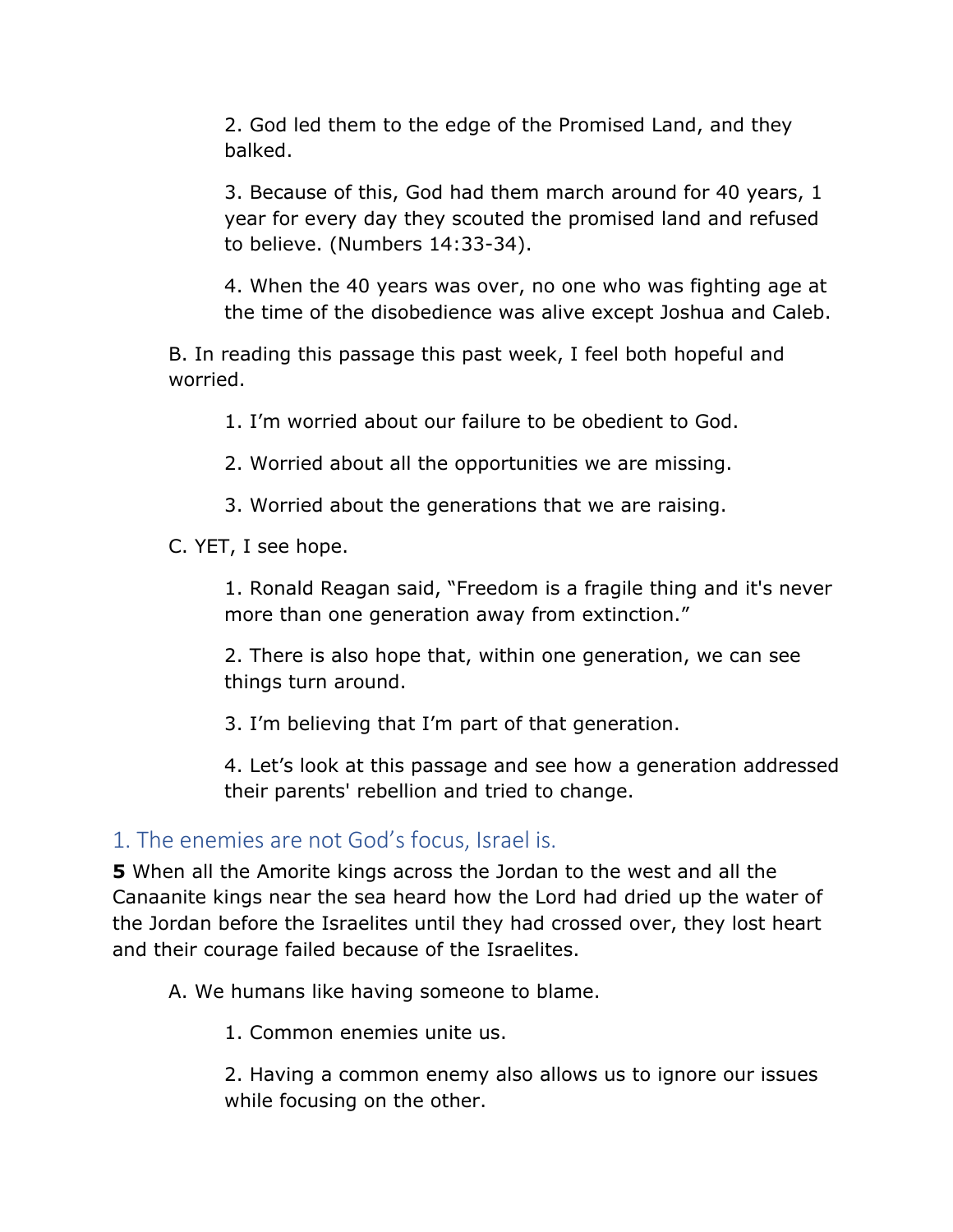2. God led them to the edge of the Promised Land, and they balked.

3. Because of this, God had them march around for 40 years, 1 year for every day they scouted the promised land and refused to believe. (Numbers 14:33-34).

4. When the 40 years was over, no one who was fighting age at the time of the disobedience was alive except Joshua and Caleb.

B. In reading this passage this past week, I feel both hopeful and worried.

1. I'm worried about our failure to be obedient to God.

2. Worried about all the opportunities we are missing.

3. Worried about the generations that we are raising.

C. YET, I see hope.

1. Ronald Reagan said, "Freedom is a fragile thing and it's never more than one generation away from extinction."

2. There is also hope that, within one generation, we can see things turn around.

3. I'm believing that I'm part of that generation.

4. Let's look at this passage and see how a generation addressed their parents' rebellion and tried to change.

## 1. The enemies are not God's focus, Israel is.

**5** When all the Amorite kings across the Jordan to the west and all the Canaanite kings near the sea heard how the Lord had dried up the water of the Jordan before the Israelites until they had crossed over, they lost heart and their courage failed because of the Israelites.

A. We humans like having someone to blame.

1. Common enemies unite us.

2. Having a common enemy also allows us to ignore our issues while focusing on the other.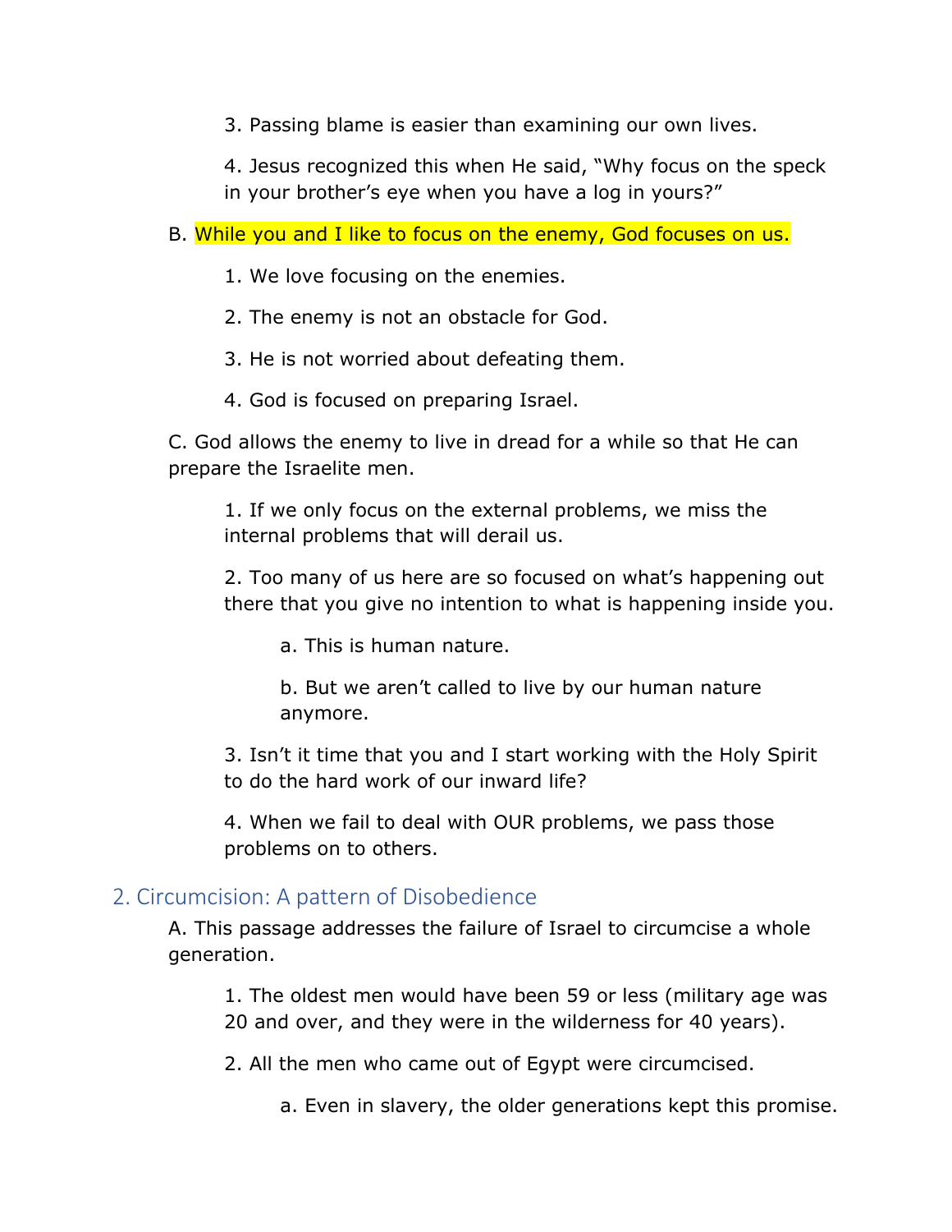3. Passing blame is easier than examining our own lives.

4. Jesus recognized this when He said, “Why focus on the speck in your brother’s eye when you have a log in yours?”

B. While you and I like to focus on the enemy, God focuses on us.

1. We love focusing on the enemies.

2. The enemy is not an obstacle for God.

3. He is not worried about defeating them.

4. God is focused on preparing Israel.

C. God allows the enemy to live in dread for a while so that He can prepare the Israelite men.

1. If we only focus on the external problems, we miss the internal problems that will derail us.

2. Too many of us here are so focused on what’s happening out there that you give no intention to what is happening inside you.

a. This is human nature.

b. But we aren’t called to live by our human nature anymore.

3. Isn’t it time that you and I start working with the Holy Spirit to do the hard work of our inward life?

4. When we fail to deal with OUR problems, we pass those problems on to others.

## 2. Circumcision: A pattern of Disobedience

A. This passage addresses the failure of Israel to circumcise a whole generation.

1. The oldest men would have been 59 or less (military age was 20 and over, and they were in the wilderness for 40 years).

2. All the men who came out of Egypt were circumcised.

a. Even in slavery, the older generations kept this promise.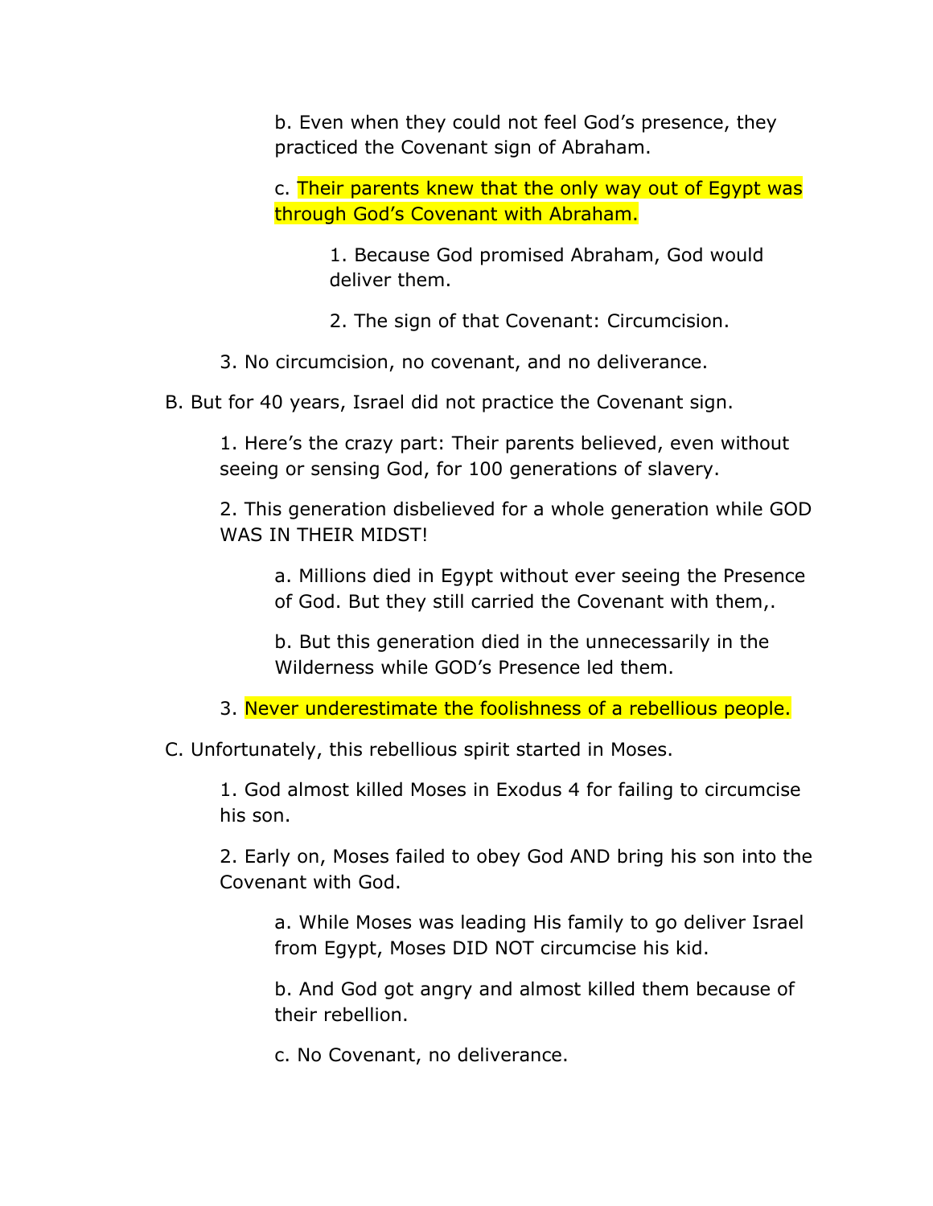b. Even when they could not feel God's presence, they practiced the Covenant sign of Abraham.

c. Their parents knew that the only way out of Egypt was through God's Covenant with Abraham.

1. Because God promised Abraham, God would deliver them.

2. The sign of that Covenant: Circumcision.

3. No circumcision, no covenant, and no deliverance.

B. But for 40 years, Israel did not practice the Covenant sign.

1. Here's the crazy part: Their parents believed, even without seeing or sensing God, for 100 generations of slavery.

2. This generation disbelieved for a whole generation while GOD WAS IN THEIR MIDST!

a. Millions died in Egypt without ever seeing the Presence of God. But they still carried the Covenant with them,.

b. But this generation died in the unnecessarily in the Wilderness while GOD's Presence led them.

3. Never underestimate the foolishness of a rebellious people.

C. Unfortunately, this rebellious spirit started in Moses.

1. God almost killed Moses in Exodus 4 for failing to circumcise his son.

2. Early on, Moses failed to obey God AND bring his son into the Covenant with God.

a. While Moses was leading His family to go deliver Israel from Egypt, Moses DID NOT circumcise his kid.

b. And God got angry and almost killed them because of their rebellion.

c. No Covenant, no deliverance.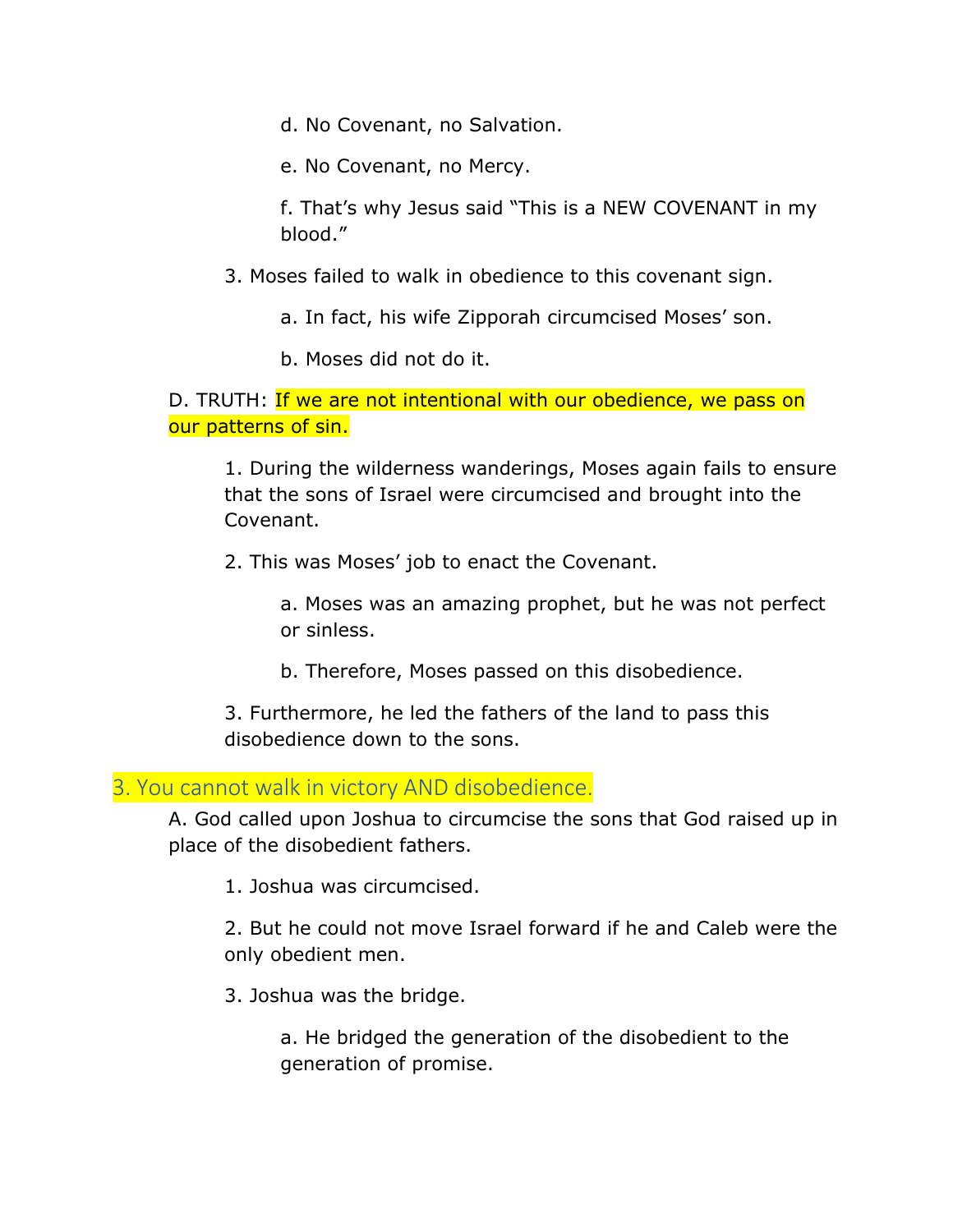d. No Covenant, no Salvation.

e. No Covenant, no Mercy.

f. That's why Jesus said "This is a NEW COVENANT in my blood."

3. Moses failed to walk in obedience to this covenant sign.

a. In fact, his wife Zipporah circumcised Moses' son.

b. Moses did not do it.

D. TRUTH: If we are not intentional with our obedience, we pass on our patterns of sin.

1. During the wilderness wanderings, Moses again fails to ensure that the sons of Israel were circumcised and brought into the Covenant.

2. This was Moses' job to enact the Covenant.

a. Moses was an amazing prophet, but he was not perfect or sinless.

b. Therefore, Moses passed on this disobedience.

3. Furthermore, he led the fathers of the land to pass this disobedience down to the sons.

## 3. You cannot walk in victory AND disobedience.

A. God called upon Joshua to circumcise the sons that God raised up in place of the disobedient fathers.

1. Joshua was circumcised.

2. But he could not move Israel forward if he and Caleb were the only obedient men.

3. Joshua was the bridge.

a. He bridged the generation of the disobedient to the generation of promise.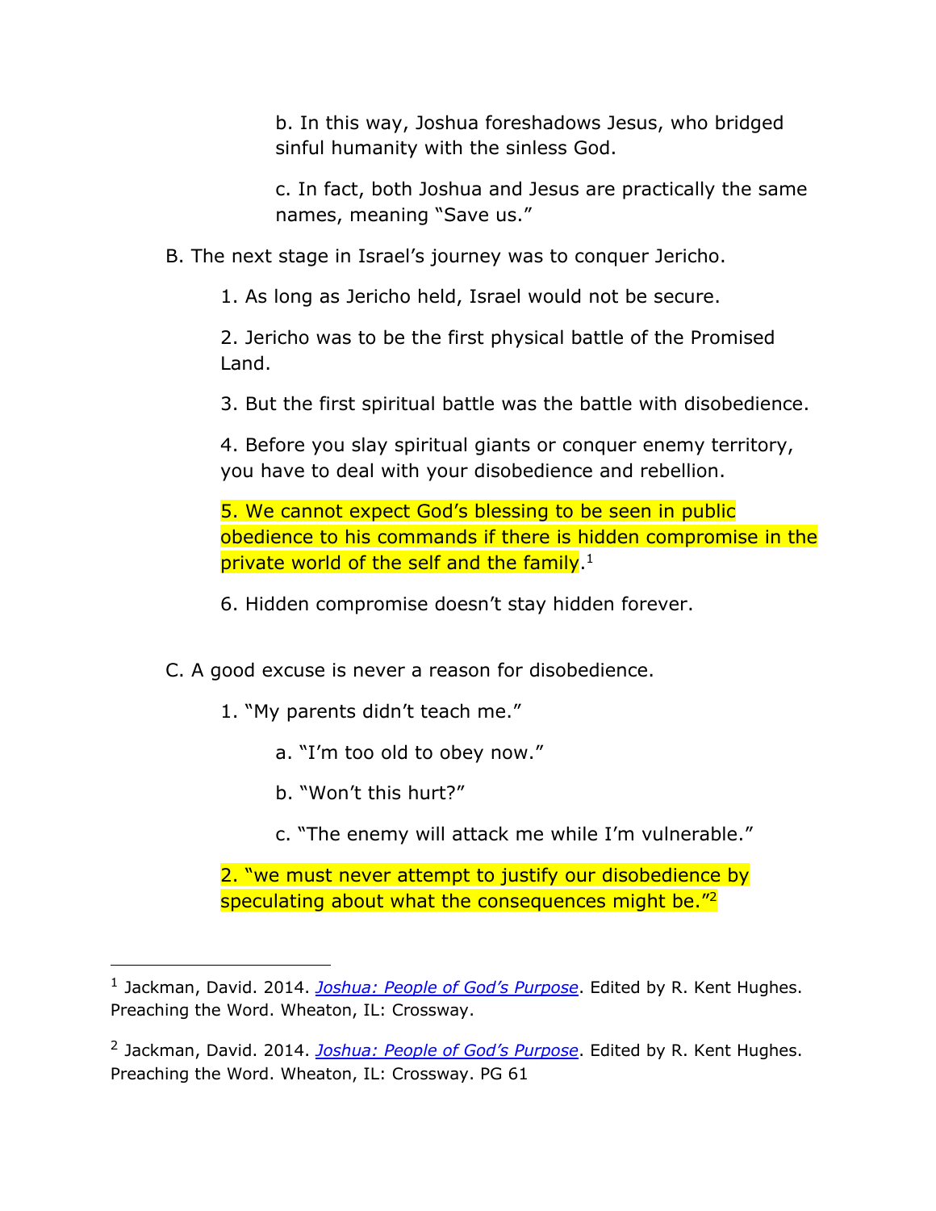b. In this way, Joshua foreshadows Jesus, who bridged sinful humanity with the sinless God.

c. In fact, both Joshua and Jesus are practically the same names, meaning "Save us."

B. The next stage in Israel's journey was to conquer Jericho.

1. As long as Jericho held, Israel would not be secure.

2. Jericho was to be the first physical battle of the Promised Land.

3. But the first spiritual battle was the battle with disobedience.

4. Before you slay spiritual giants or conquer enemy territory, you have to deal with your disobedience and rebellion.

5. We cannot expect God's blessing to be seen in public obedience to his commands if there is hidden compromise in the private world of the self and the family.[1]

6. Hidden compromise doesn't stay hidden forever.

C. A good excuse is never a reason for disobedience.

1. "My parents didn't teach me."

a. "I'm too old to obey now."

b. "Won't this hurt?"

c. "The enemy will attack me while I'm vulnerable."

2. "we must never attempt to justify our disobedience by speculating about what the consequences might be."[2]

---

[1] Jackman, David. 2014. *Joshua: People of God's Purpose*. Edited by R. Kent Hughes. Preaching the Word. Wheaton, IL: Crossway.

[2] Jackman, David. 2014. *Joshua: People of God's Purpose*. Edited by R. Kent Hughes. Preaching the Word. Wheaton, IL: Crossway. PG 61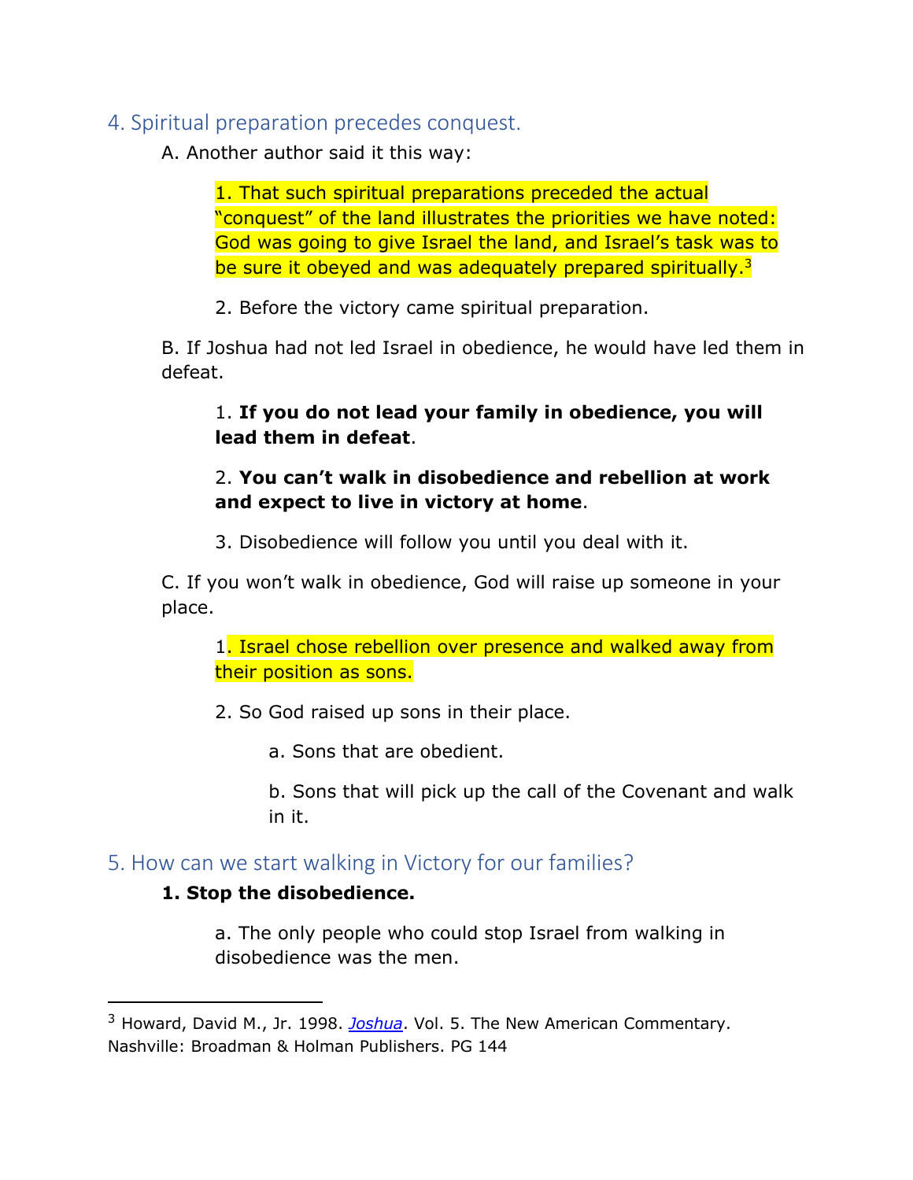## 4. Spiritual preparation precedes conquest.

A. Another author said it this way:

1. That such spiritual preparations preceded the actual “conquest” of the land illustrates the priorities we have noted: God was going to give Israel the land, and Israel’s task was to be sure it obeyed and was adequately prepared spiritually.[3]

2. Before the victory came spiritual preparation.

B. If Joshua had not led Israel in obedience, he would have led them in defeat.

1. **If you do not lead your family in obedience, you will lead them in defeat**.

2. **You can’t walk in disobedience and rebellion at work and expect to live in victory at home**.

3. Disobedience will follow you until you deal with it.

C. If you won’t walk in obedience, God will raise up someone in your place.

1. Israel chose rebellion over presence and walked away from their position as sons.

2. So God raised up sons in their place.

a. Sons that are obedient.

b. Sons that will pick up the call of the Covenant and walk in it.

## 5. How can we start walking in Victory for our families?

**1. Stop the disobedience.**

a. The only people who could stop Israel from walking in disobedience was the men.

---

[3] Howard, David M., Jr. 1998. *Joshua*. Vol. 5. The New American Commentary. Nashville: Broadman & Holman Publishers. PG 144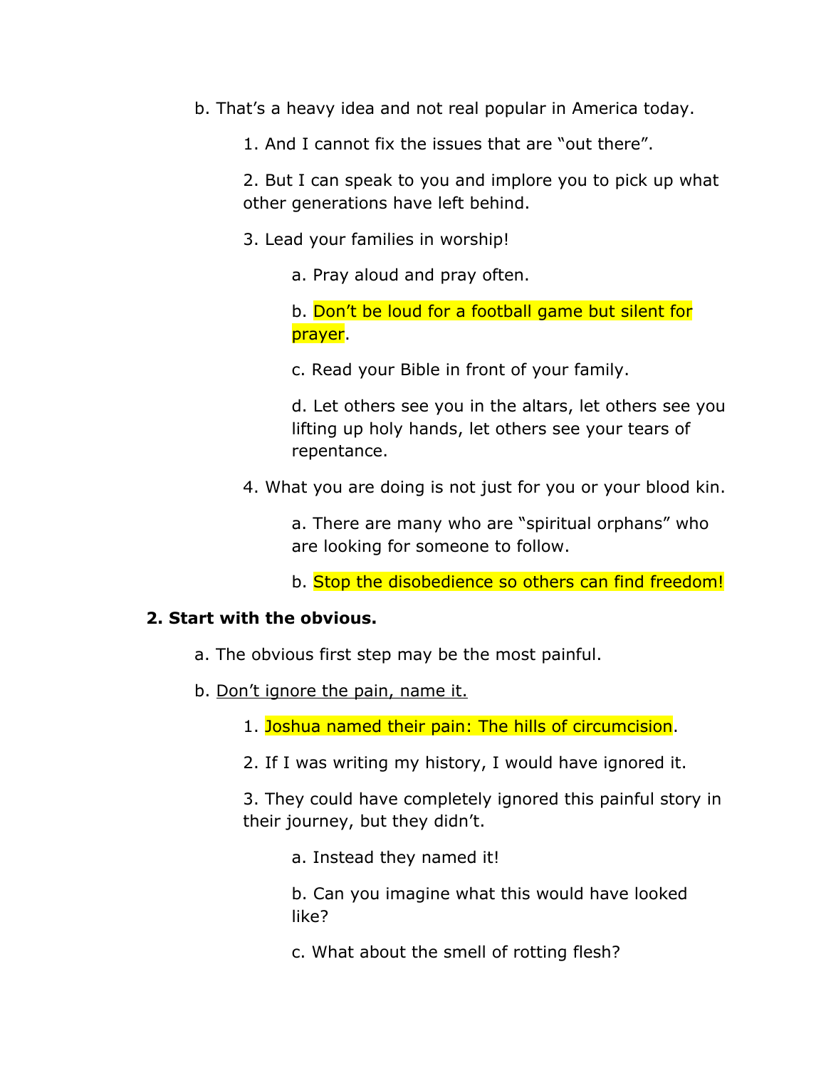b. That's a heavy idea and not real popular in America today.

1. And I cannot fix the issues that are "out there".

2. But I can speak to you and implore you to pick up what other generations have left behind.

3. Lead your families in worship!

a. Pray aloud and pray often.

b. Don't be loud for a football game but silent for prayer.

c. Read your Bible in front of your family.

d. Let others see you in the altars, let others see you lifting up holy hands, let others see your tears of repentance.

4. What you are doing is not just for you or your blood kin.

a. There are many who are "spiritual orphans" who are looking for someone to follow.

b. Stop the disobedience so others can find freedom!

**2. Start with the obvious.**

a. The obvious first step may be the most painful.

b. <u>Don't ignore the pain, name it.</u>

1. Joshua named their pain: The hills of circumcision.

2. If I was writing my history, I would have ignored it.

3. They could have completely ignored this painful story in their journey, but they didn't.

a. Instead they named it!

b. Can you imagine what this would have looked like?

c. What about the smell of rotting flesh?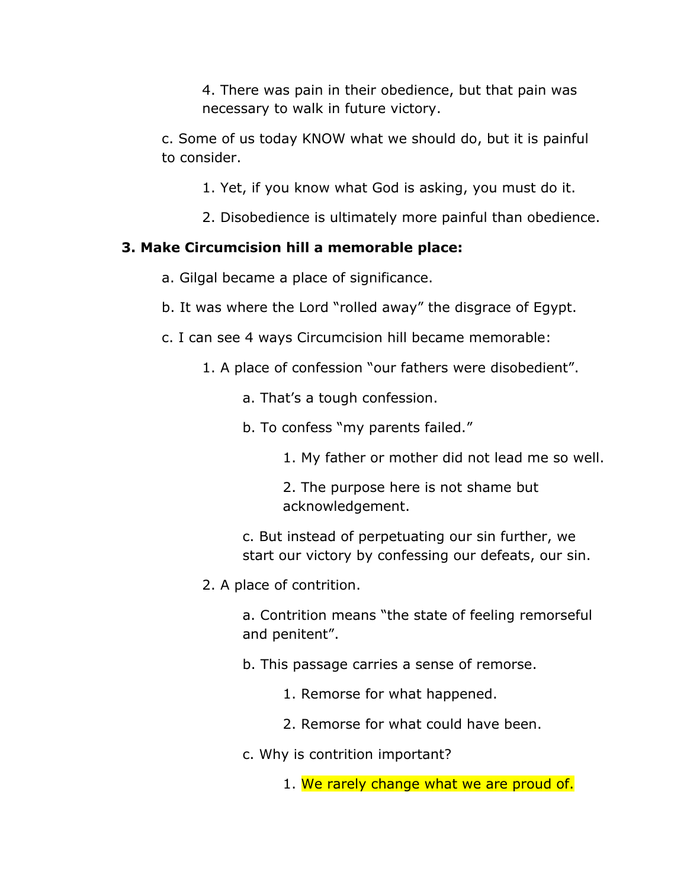4. There was pain in their obedience, but that pain was necessary to walk in future victory.

c. Some of us today KNOW what we should do, but it is painful to consider.

1. Yet, if you know what God is asking, you must do it.

2. Disobedience is ultimately more painful than obedience.

**3. Make Circumcision hill a memorable place:**

a. Gilgal became a place of significance.

b. It was where the Lord "rolled away" the disgrace of Egypt.

c. I can see 4 ways Circumcision hill became memorable:

1. A place of confession "our fathers were disobedient".

a. That's a tough confession.

b. To confess "my parents failed."

1. My father or mother did not lead me so well.

2. The purpose here is not shame but acknowledgement.

c. But instead of perpetuating our sin further, we start our victory by confessing our defeats, our sin.

2. A place of contrition.

a. Contrition means "the state of feeling remorseful and penitent".

b. This passage carries a sense of remorse.

1. Remorse for what happened.

2. Remorse for what could have been.

c. Why is contrition important?

1. We rarely change what we are proud of.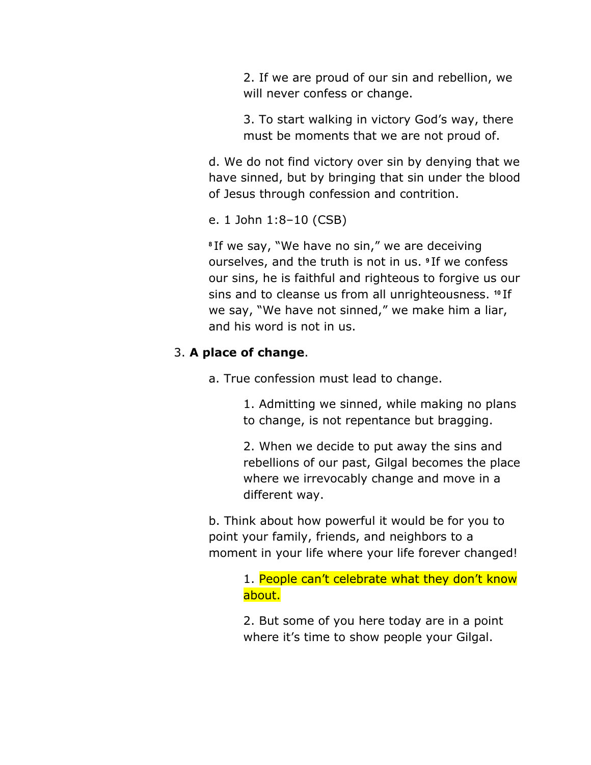2. If we are proud of our sin and rebellion, we will never confess or change.

3. To start walking in victory God's way, there must be moments that we are not proud of.

d. We do not find victory over sin by denying that we have sinned, but by bringing that sin under the blood of Jesus through confession and contrition.

e. 1 John 1:8–10 (CSB)

[8] If we say, "We have no sin," we are deceiving ourselves, and the truth is not in us. [9] If we confess our sins, he is faithful and righteous to forgive us our sins and to cleanse us from all unrighteousness. [10] If we say, "We have not sinned," we make him a liar, and his word is not in us.

3. **A place of change**.

a. True confession must lead to change.

1. Admitting we sinned, while making no plans to change, is not repentance but bragging.

2. When we decide to put away the sins and rebellions of our past, Gilgal becomes the place where we irrevocably change and move in a different way.

b. Think about how powerful it would be for you to point your family, friends, and neighbors to a moment in your life where your life forever changed!

1. People can't celebrate what they don't know about.

2. But some of you here today are in a point where it's time to show people your Gilgal.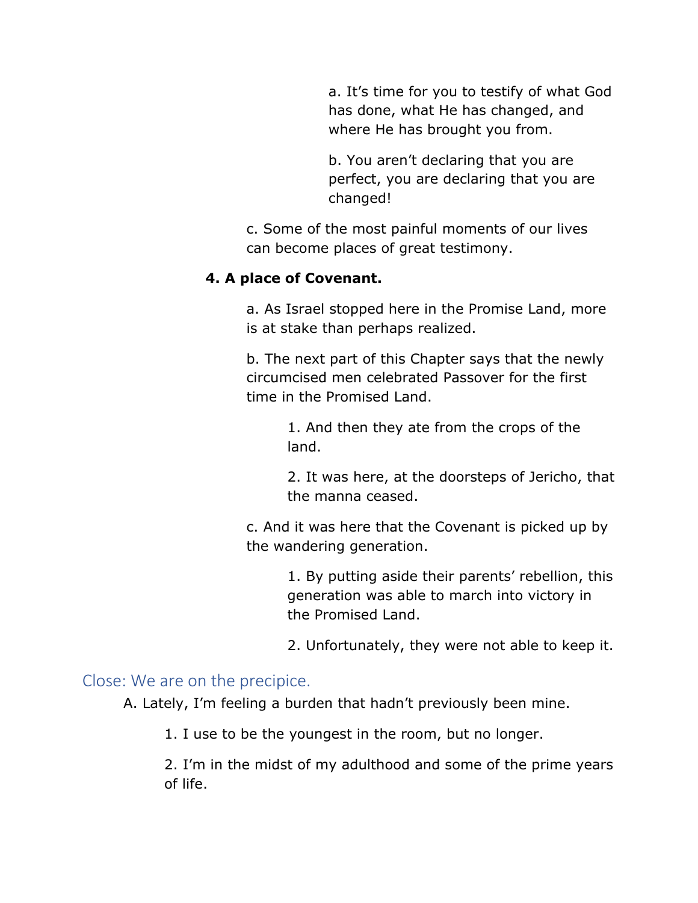a. It's time for you to testify of what God has done, what He has changed, and where He has brought you from.

b. You aren't declaring that you are perfect, you are declaring that you are changed!

c. Some of the most painful moments of our lives can become places of great testimony.

**4. A place of Covenant.**

a. As Israel stopped here in the Promise Land, more is at stake than perhaps realized.

b. The next part of this Chapter says that the newly circumcised men celebrated Passover for the first time in the Promised Land.

1. And then they ate from the crops of the land.

2. It was here, at the doorsteps of Jericho, that the manna ceased.

c. And it was here that the Covenant is picked up by the wandering generation.

1. By putting aside their parents' rebellion, this generation was able to march into victory in the Promised Land.

2. Unfortunately, they were not able to keep it.

## Close: We are on the precipice.

A. Lately, I'm feeling a burden that hadn't previously been mine.

1. I use to be the youngest in the room, but no longer.

2. I'm in the midst of my adulthood and some of the prime years of life.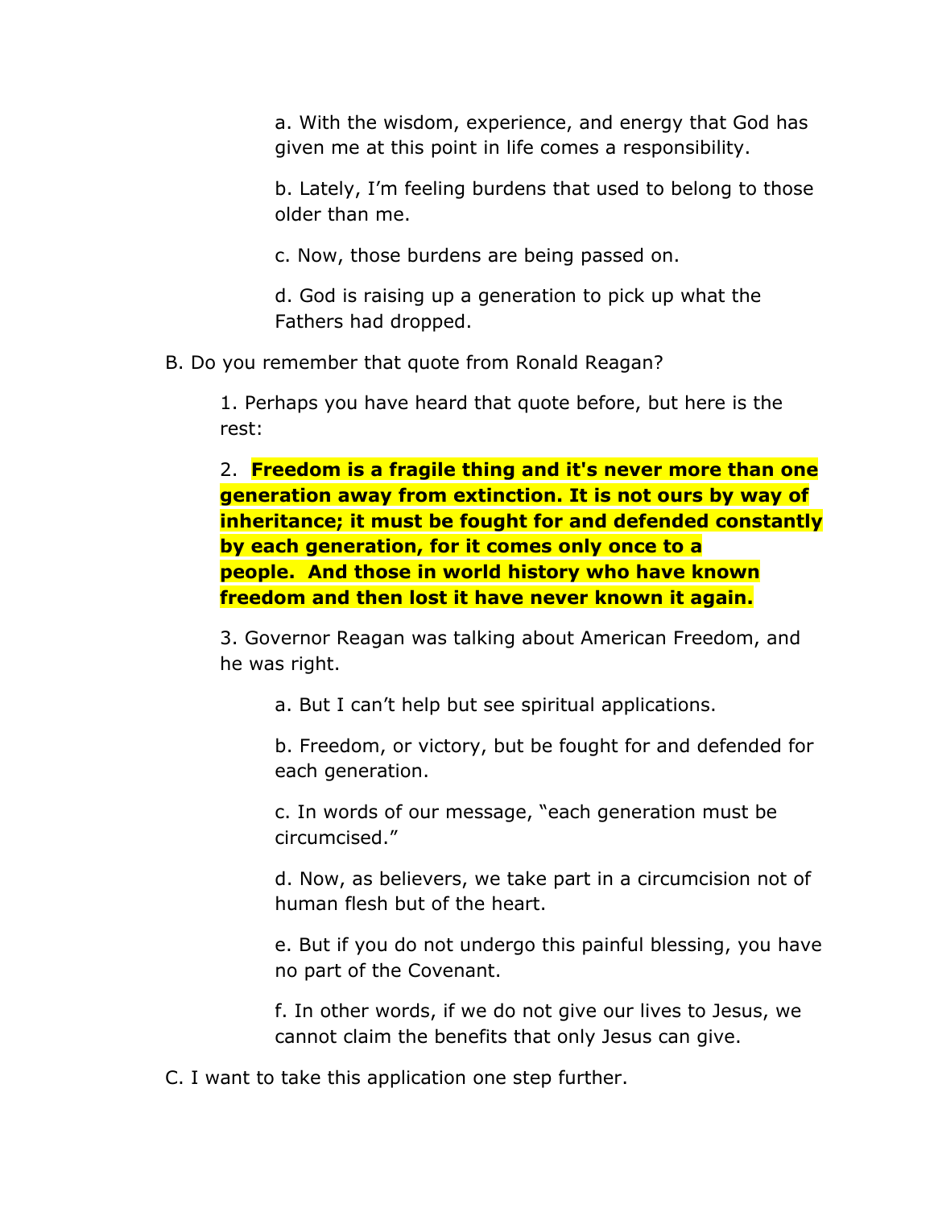a. With the wisdom, experience, and energy that God has given me at this point in life comes a responsibility.

b. Lately, I'm feeling burdens that used to belong to those older than me.

c. Now, those burdens are being passed on.

d. God is raising up a generation to pick up what the Fathers had dropped.

B. Do you remember that quote from Ronald Reagan?

1. Perhaps you have heard that quote before, but here is the rest:

2. **Freedom is a fragile thing and it's never more than one generation away from extinction. It is not ours by way of inheritance; it must be fought for and defended constantly by each generation, for it comes only once to a people. And those in world history who have known freedom and then lost it have never known it again.**

3. Governor Reagan was talking about American Freedom, and he was right.

a. But I can't help but see spiritual applications.

b. Freedom, or victory, but be fought for and defended for each generation.

c. In words of our message, "each generation must be circumcised."

d. Now, as believers, we take part in a circumcision not of human flesh but of the heart.

e. But if you do not undergo this painful blessing, you have no part of the Covenant.

f. In other words, if we do not give our lives to Jesus, we cannot claim the benefits that only Jesus can give.

C. I want to take this application one step further.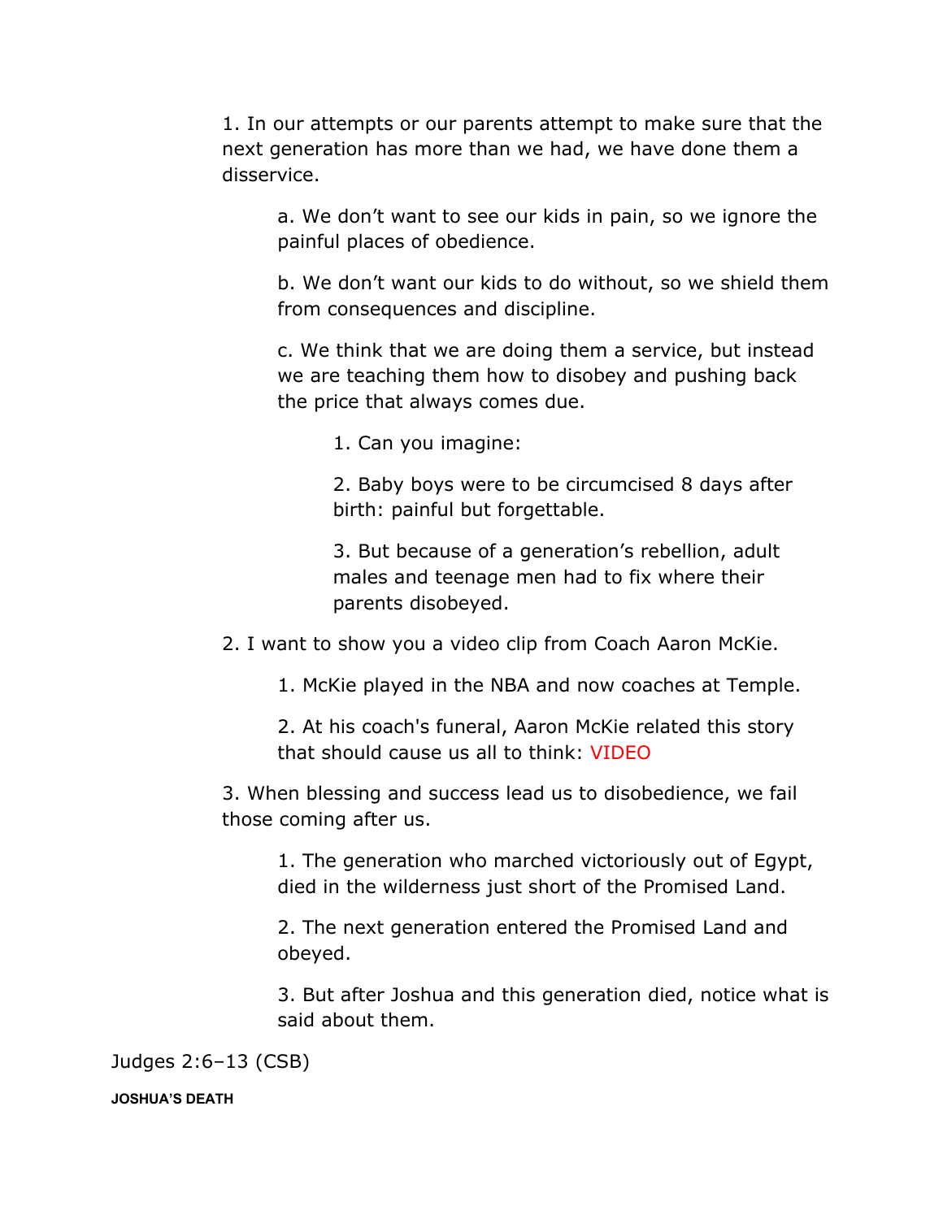1. In our attempts or our parents attempt to make sure that the next generation has more than we had, we have done them a disservice.

    a. We don't want to see our kids in pain, so we ignore the painful places of obedience.

    b. We don't want our kids to do without, so we shield them from consequences and discipline.

    c. We think that we are doing them a service, but instead we are teaching them how to disobey and pushing back the price that always comes due.

        1. Can you imagine:

        2. Baby boys were to be circumcised 8 days after birth: painful but forgettable.

        3. But because of a generation's rebellion, adult males and teenage men had to fix where their parents disobeyed.

2. I want to show you a video clip from Coach Aaron McKie.

    1. McKie played in the NBA and now coaches at Temple.

    2. At his coach's funeral, Aaron McKie related this story that should cause us all to think: VIDEO

3. When blessing and success lead us to disobedience, we fail those coming after us.

    1. The generation who marched victoriously out of Egypt, died in the wilderness just short of the Promised Land.

    2. The next generation entered the Promised Land and obeyed.

    3. But after Joshua and this generation died, notice what is said about them.

Judges 2:6–13 (CSB)

**JOSHUA'S DEATH**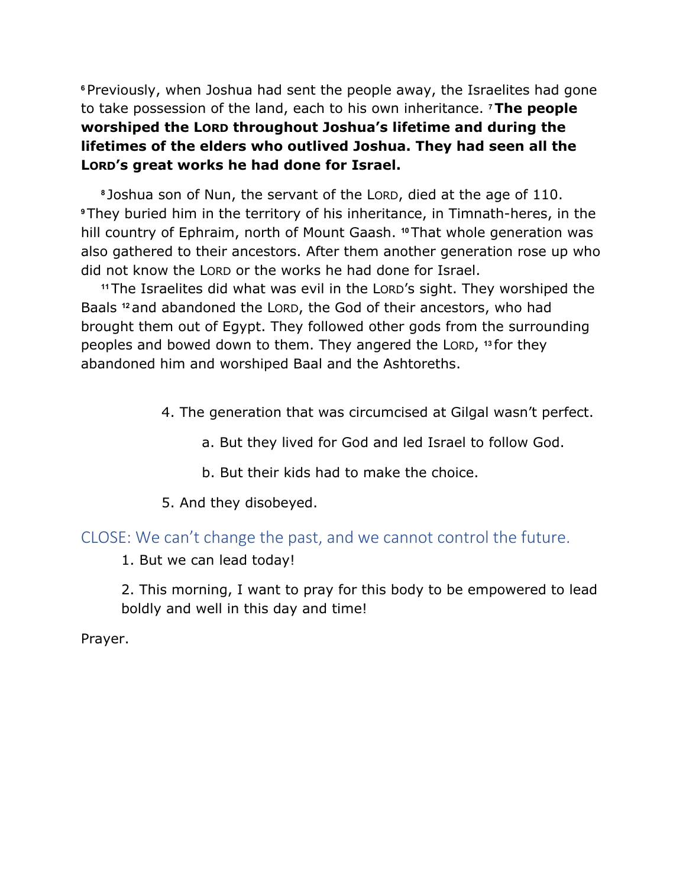[6] Previously, when Joshua had sent the people away, the Israelites had gone to take possession of the land, each to his own inheritance. [7] **The people worshiped the LORD throughout Joshua's lifetime and during the lifetimes of the elders who outlived Joshua. They had seen all the LORD's great works he had done for Israel.**

[8] Joshua son of Nun, the servant of the LORD, died at the age of 110. [9] They buried him in the territory of his inheritance, in Timnath-heres, in the hill country of Ephraim, north of Mount Gaash. [10] That whole generation was also gathered to their ancestors. After them another generation rose up who did not know the LORD or the works he had done for Israel.

[11] The Israelites did what was evil in the LORD's sight. They worshiped the Baals [12] and abandoned the LORD, the God of their ancestors, who had brought them out of Egypt. They followed other gods from the surrounding peoples and bowed down to them. They angered the LORD, [13] for they abandoned him and worshiped Baal and the Ashtoreths.

4. The generation that was circumcised at Gilgal wasn't perfect.
    a. But they lived for God and led Israel to follow God.
    b. But their kids had to make the choice.
5. And they disobeyed.

## CLOSE: We can't change the past, and we cannot control the future.

1. But we can lead today!
2. This morning, I want to pray for this body to be empowered to lead boldly and well in this day and time!

Prayer.